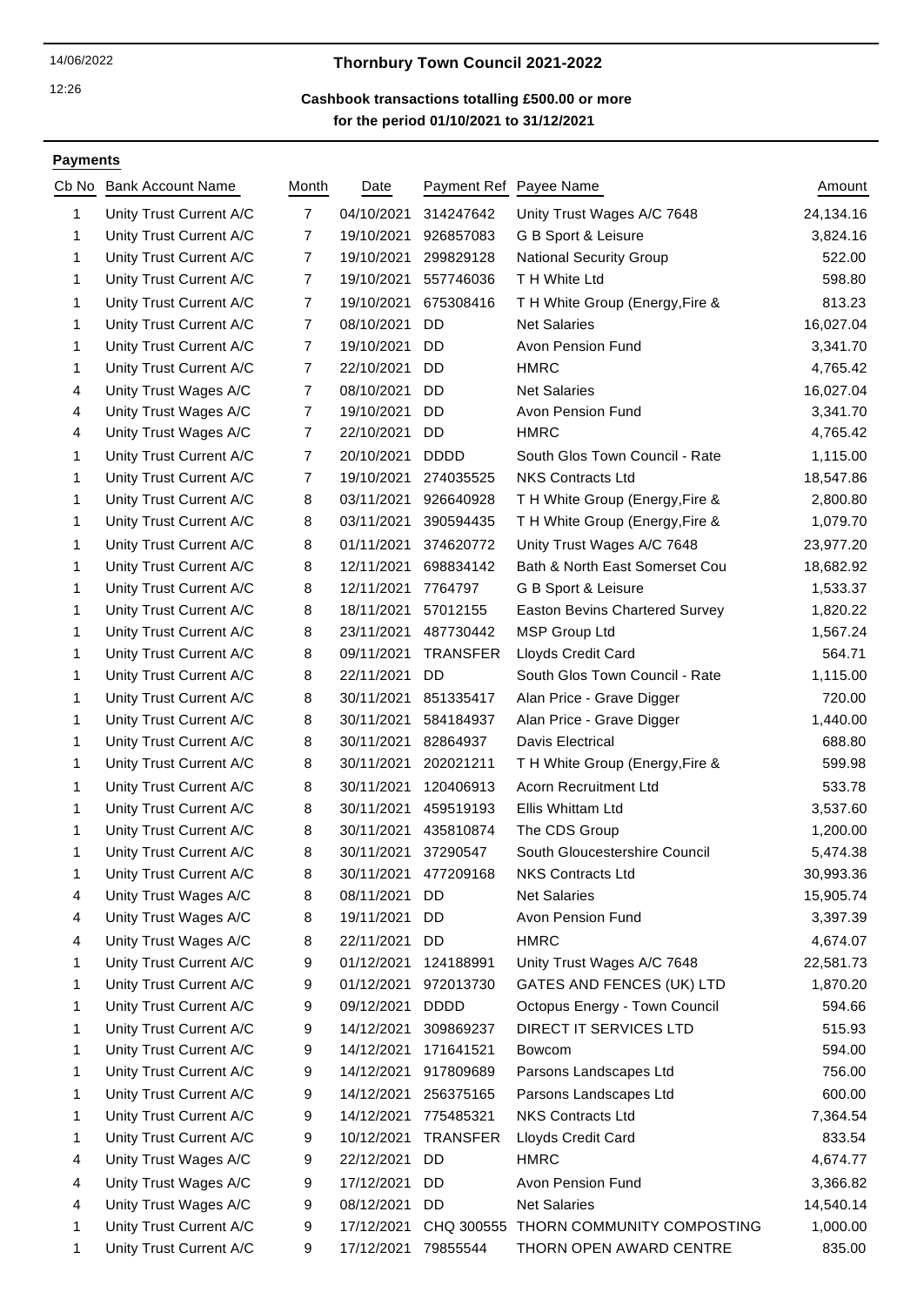14/06/2022

12:26

# Thornbury Town Council 2021-2022

## Cashbook transactions totalling £500.00 or more for the period 01/10/2021 to 31/12/2021

**Payments**

| Cb No | Bank Account Name | Month | Date | Payment Ref | Payee Name | Amount |
|---|---|---|---|---|---|---|
| 1 | Unity Trust Current A/C | 7 | 04/10/2021 | 314247642 | Unity Trust Wages A/C 7648 | 24,134.16 |
| 1 | Unity Trust Current A/C | 7 | 19/10/2021 | 926857083 | G B Sport & Leisure | 3,824.16 |
| 1 | Unity Trust Current A/C | 7 | 19/10/2021 | 299829128 | National Security Group | 522.00 |
| 1 | Unity Trust Current A/C | 7 | 19/10/2021 | 557746036 | T H White Ltd | 598.80 |
| 1 | Unity Trust Current A/C | 7 | 19/10/2021 | 675308416 | T H White Group (Energy,Fire & | 813.23 |
| 1 | Unity Trust Current A/C | 7 | 08/10/2021 | DD | Net Salaries | 16,027.04 |
| 1 | Unity Trust Current A/C | 7 | 19/10/2021 | DD | Avon Pension Fund | 3,341.70 |
| 1 | Unity Trust Current A/C | 7 | 22/10/2021 | DD | HMRC | 4,765.42 |
| 4 | Unity Trust Wages A/C | 7 | 08/10/2021 | DD | Net Salaries | 16,027.04 |
| 4 | Unity Trust Wages A/C | 7 | 19/10/2021 | DD | Avon Pension Fund | 3,341.70 |
| 4 | Unity Trust Wages A/C | 7 | 22/10/2021 | DD | HMRC | 4,765.42 |
| 1 | Unity Trust Current A/C | 7 | 20/10/2021 | DDDD | South Glos Town Council - Rate | 1,115.00 |
| 1 | Unity Trust Current A/C | 7 | 19/10/2021 | 274035525 | NKS Contracts Ltd | 18,547.86 |
| 1 | Unity Trust Current A/C | 8 | 03/11/2021 | 926640928 | T H White Group (Energy,Fire & | 2,800.80 |
| 1 | Unity Trust Current A/C | 8 | 03/11/2021 | 390594435 | T H White Group (Energy,Fire & | 1,079.70 |
| 1 | Unity Trust Current A/C | 8 | 01/11/2021 | 374620772 | Unity Trust Wages A/C 7648 | 23,977.20 |
| 1 | Unity Trust Current A/C | 8 | 12/11/2021 | 698834142 | Bath & North East Somerset Cou | 18,682.92 |
| 1 | Unity Trust Current A/C | 8 | 12/11/2021 | 7764797 | G B Sport & Leisure | 1,533.37 |
| 1 | Unity Trust Current A/C | 8 | 18/11/2021 | 57012155 | Easton Bevins Chartered Survey | 1,820.22 |
| 1 | Unity Trust Current A/C | 8 | 23/11/2021 | 487730442 | MSP Group Ltd | 1,567.24 |
| 1 | Unity Trust Current A/C | 8 | 09/11/2021 | TRANSFER | Lloyds Credit Card | 564.71 |
| 1 | Unity Trust Current A/C | 8 | 22/11/2021 | DD | South Glos Town Council - Rate | 1,115.00 |
| 1 | Unity Trust Current A/C | 8 | 30/11/2021 | 851335417 | Alan Price - Grave Digger | 720.00 |
| 1 | Unity Trust Current A/C | 8 | 30/11/2021 | 584184937 | Alan Price - Grave Digger | 1,440.00 |
| 1 | Unity Trust Current A/C | 8 | 30/11/2021 | 82864937 | Davis Electrical | 688.80 |
| 1 | Unity Trust Current A/C | 8 | 30/11/2021 | 202021211 | T H White Group (Energy,Fire & | 599.98 |
| 1 | Unity Trust Current A/C | 8 | 30/11/2021 | 120406913 | Acorn Recruitment Ltd | 533.78 |
| 1 | Unity Trust Current A/C | 8 | 30/11/2021 | 459519193 | Ellis Whittam Ltd | 3,537.60 |
| 1 | Unity Trust Current A/C | 8 | 30/11/2021 | 435810874 | The CDS Group | 1,200.00 |
| 1 | Unity Trust Current A/C | 8 | 30/11/2021 | 37290547 | South Gloucestershire Council | 5,474.38 |
| 1 | Unity Trust Current A/C | 8 | 30/11/2021 | 477209168 | NKS Contracts Ltd | 30,993.36 |
| 4 | Unity Trust Wages A/C | 8 | 08/11/2021 | DD | Net Salaries | 15,905.74 |
| 4 | Unity Trust Wages A/C | 8 | 19/11/2021 | DD | Avon Pension Fund | 3,397.39 |
| 4 | Unity Trust Wages A/C | 8 | 22/11/2021 | DD | HMRC | 4,674.07 |
| 1 | Unity Trust Current A/C | 9 | 01/12/2021 | 124188991 | Unity Trust Wages A/C 7648 | 22,581.73 |
| 1 | Unity Trust Current A/C | 9 | 01/12/2021 | 972013730 | GATES AND FENCES (UK) LTD | 1,870.20 |
| 1 | Unity Trust Current A/C | 9 | 09/12/2021 | DDDD | Octopus Energy - Town Council | 594.66 |
| 1 | Unity Trust Current A/C | 9 | 14/12/2021 | 309869237 | DIRECT IT SERVICES LTD | 515.93 |
| 1 | Unity Trust Current A/C | 9 | 14/12/2021 | 171641521 | Bowcom | 594.00 |
| 1 | Unity Trust Current A/C | 9 | 14/12/2021 | 917809689 | Parsons Landscapes Ltd | 756.00 |
| 1 | Unity Trust Current A/C | 9 | 14/12/2021 | 256375165 | Parsons Landscapes Ltd | 600.00 |
| 1 | Unity Trust Current A/C | 9 | 14/12/2021 | 775485321 | NKS Contracts Ltd | 7,364.54 |
| 1 | Unity Trust Current A/C | 9 | 10/12/2021 | TRANSFER | Lloyds Credit Card | 833.54 |
| 4 | Unity Trust Wages A/C | 9 | 22/12/2021 | DD | HMRC | 4,674.77 |
| 4 | Unity Trust Wages A/C | 9 | 17/12/2021 | DD | Avon Pension Fund | 3,366.82 |
| 4 | Unity Trust Wages A/C | 9 | 08/12/2021 | DD | Net Salaries | 14,540.14 |
| 1 | Unity Trust Current A/C | 9 | 17/12/2021 | CHQ 300555 | THORN COMMUNITY COMPOSTING | 1,000.00 |
| 1 | Unity Trust Current A/C | 9 | 17/12/2021 | 79855544 | THORN OPEN AWARD CENTRE | 835.00 |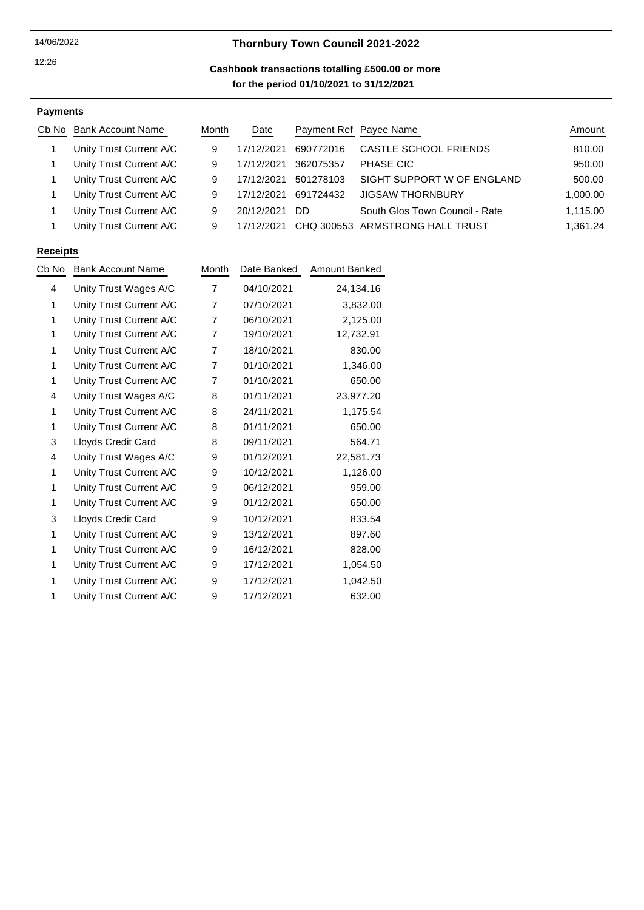14/06/2022

12:26

# Thornbury Town Council 2021-2022

## Cashbook transactions totalling £500.00 or more for the period 01/10/2021 to 31/12/2021

### Payments

| Cb No | Bank Account Name | Month | Date | Payment Ref | Payee Name | Amount |
|---|---|---|---|---|---|---|
| 1 | Unity Trust Current A/C | 9 | 17/12/2021 | 690772016 | CASTLE SCHOOL FRIENDS | 810.00 |
| 1 | Unity Trust Current A/C | 9 | 17/12/2021 | 362075357 | PHASE CIC | 950.00 |
| 1 | Unity Trust Current A/C | 9 | 17/12/2021 | 501278103 | SIGHT SUPPORT W OF ENGLAND | 500.00 |
| 1 | Unity Trust Current A/C | 9 | 17/12/2021 | 691724432 | JIGSAW THORNBURY | 1,000.00 |
| 1 | Unity Trust Current A/C | 9 | 20/12/2021 | DD | South Glos Town Council - Rate | 1,115.00 |
| 1 | Unity Trust Current A/C | 9 | 17/12/2021 | CHQ 300553 | ARMSTRONG HALL TRUST | 1,361.24 |

### Receipts

| Cb No | Bank Account Name | Month | Date Banked | Amount Banked |
|---|---|---|---|---|
| 4 | Unity Trust Wages A/C | 7 | 04/10/2021 | 24,134.16 |
| 1 | Unity Trust Current A/C | 7 | 07/10/2021 | 3,832.00 |
| 1 | Unity Trust Current A/C | 7 | 06/10/2021 | 2,125.00 |
| 1 | Unity Trust Current A/C | 7 | 19/10/2021 | 12,732.91 |
| 1 | Unity Trust Current A/C | 7 | 18/10/2021 | 830.00 |
| 1 | Unity Trust Current A/C | 7 | 01/10/2021 | 1,346.00 |
| 1 | Unity Trust Current A/C | 7 | 01/10/2021 | 650.00 |
| 4 | Unity Trust Wages A/C | 8 | 01/11/2021 | 23,977.20 |
| 1 | Unity Trust Current A/C | 8 | 24/11/2021 | 1,175.54 |
| 1 | Unity Trust Current A/C | 8 | 01/11/2021 | 650.00 |
| 3 | Lloyds Credit Card | 8 | 09/11/2021 | 564.71 |
| 4 | Unity Trust Wages A/C | 9 | 01/12/2021 | 22,581.73 |
| 1 | Unity Trust Current A/C | 9 | 10/12/2021 | 1,126.00 |
| 1 | Unity Trust Current A/C | 9 | 06/12/2021 | 959.00 |
| 1 | Unity Trust Current A/C | 9 | 01/12/2021 | 650.00 |
| 3 | Lloyds Credit Card | 9 | 10/12/2021 | 833.54 |
| 1 | Unity Trust Current A/C | 9 | 13/12/2021 | 897.60 |
| 1 | Unity Trust Current A/C | 9 | 16/12/2021 | 828.00 |
| 1 | Unity Trust Current A/C | 9 | 17/12/2021 | 1,054.50 |
| 1 | Unity Trust Current A/C | 9 | 17/12/2021 | 1,042.50 |
| 1 | Unity Trust Current A/C | 9 | 17/12/2021 | 632.00 |